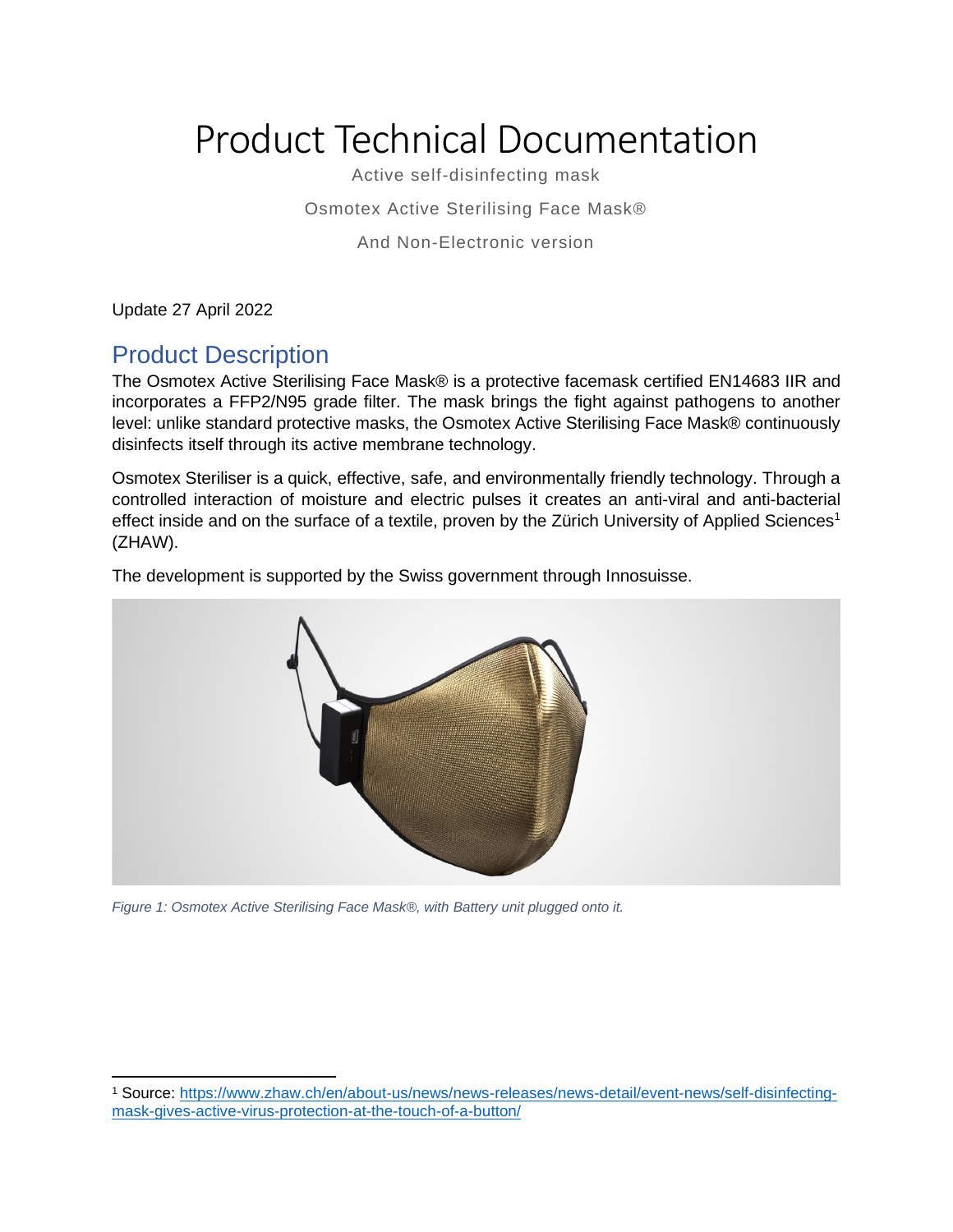# Product Technical Documentation

Active self-disinfecting mask

Osmotex Active Sterilising Face Mask®

And Non-Electronic version

Update 27 April 2022

## Product Description

The Osmotex Active Sterilising Face Mask® is a protective facemask certified EN14683 IIR and incorporates a FFP2/N95 grade filter. The mask brings the fight against pathogens to another level: unlike standard protective masks, the Osmotex Active Sterilising Face Mask® continuously disinfects itself through its active membrane technology.

Osmotex Steriliser is a quick, effective, safe, and environmentally friendly technology. Through a controlled interaction of moisture and electric pulses it creates an anti-viral and anti-bacterial effect inside and on the surface of a textile, proven by the Zürich University of Applied Sciences[1] (ZHAW).

The development is supported by the Swiss government through Innosuisse.

*Figure 1: Osmotex Active Sterilising Face Mask®, with Battery unit plugged onto it.*

[1] Source: https://www.zhaw.ch/en/about-us/news/news-releases/news-detail/event-news/self-disinfecting-mask-gives-active-virus-protection-at-the-touch-of-a-button/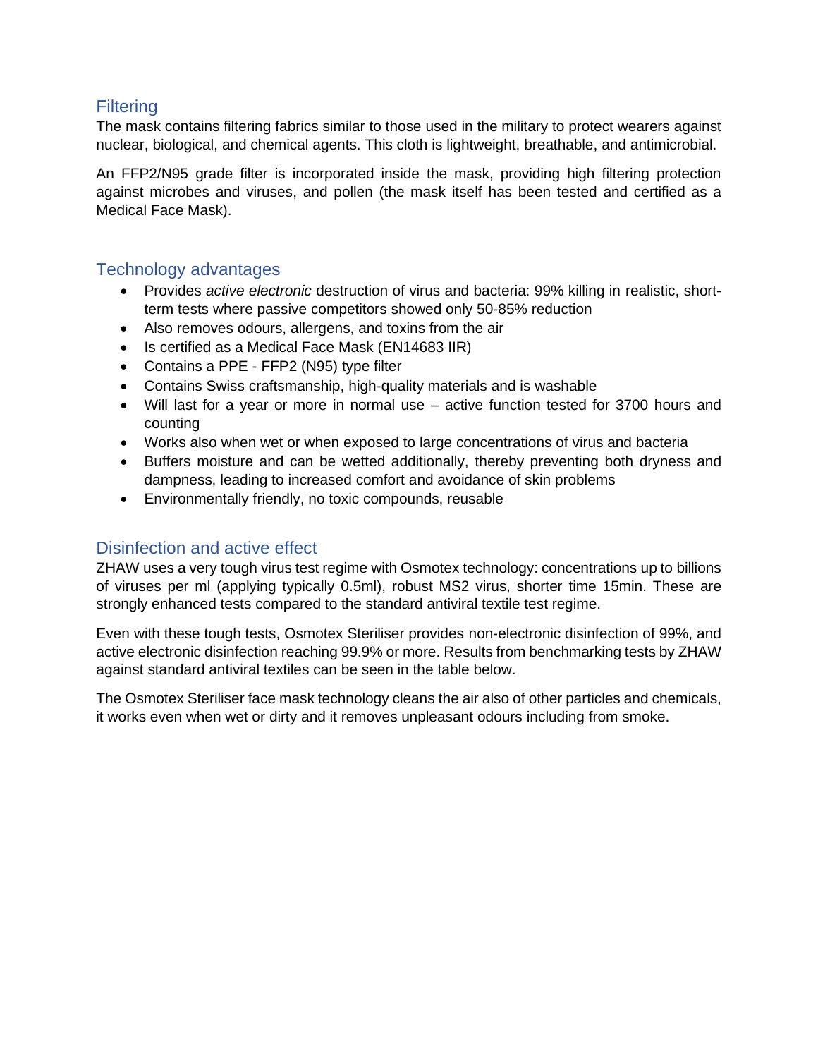## Filtering

The mask contains filtering fabrics similar to those used in the military to protect wearers against nuclear, biological, and chemical agents. This cloth is lightweight, breathable, and antimicrobial.

An FFP2/N95 grade filter is incorporated inside the mask, providing high filtering protection against microbes and viruses, and pollen (the mask itself has been tested and certified as a Medical Face Mask).

## Technology advantages

- Provides *active electronic* destruction of virus and bacteria: 99% killing in realistic, short-term tests where passive competitors showed only 50-85% reduction
- Also removes odours, allergens, and toxins from the air
- Is certified as a Medical Face Mask (EN14683 IIR)
- Contains a PPE - FFP2 (N95) type filter
- Contains Swiss craftsmanship, high-quality materials and is washable
- Will last for a year or more in normal use – active function tested for 3700 hours and counting
- Works also when wet or when exposed to large concentrations of virus and bacteria
- Buffers moisture and can be wetted additionally, thereby preventing both dryness and dampness, leading to increased comfort and avoidance of skin problems
- Environmentally friendly, no toxic compounds, reusable

## Disinfection and active effect

ZHAW uses a very tough virus test regime with Osmotex technology: concentrations up to billions of viruses per ml (applying typically 0.5ml), robust MS2 virus, shorter time 15min. These are strongly enhanced tests compared to the standard antiviral textile test regime.

Even with these tough tests, Osmotex Steriliser provides non-electronic disinfection of 99%, and active electronic disinfection reaching 99.9% or more. Results from benchmarking tests by ZHAW against standard antiviral textiles can be seen in the table below.

The Osmotex Steriliser face mask technology cleans the air also of other particles and chemicals, it works even when wet or dirty and it removes unpleasant odours including from smoke.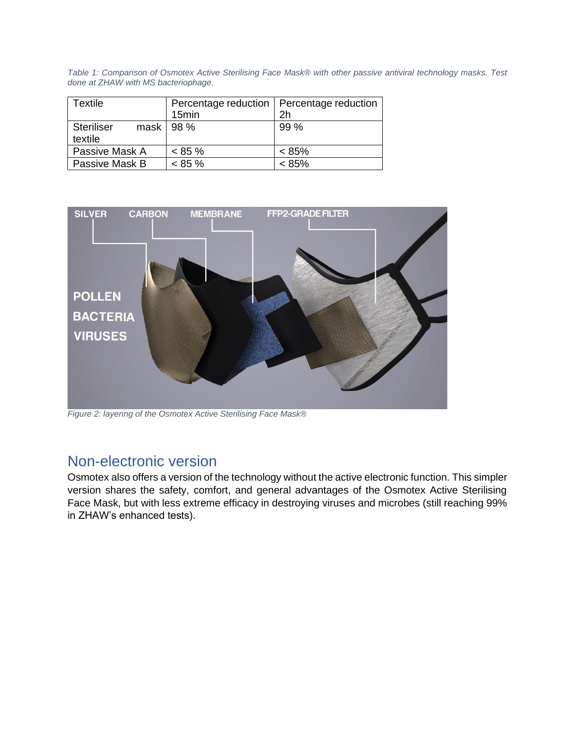*Table 1: Comparison of Osmotex Active Sterilising Face Mask® with other passive antiviral technology masks. Test done at ZHAW with MS bacteriophage.*

| Textile | Percentage reduction 15min | Percentage reduction 2h |
|---|---|---|
| Steriliser mask textile | 98 % | 99 % |
| Passive Mask A | < 85 % | < 85% |
| Passive Mask B | < 85 % | < 85% |

*Figure 2: layering of the Osmotex Active Sterilising Face Mask®*

## Non-electronic version

Osmotex also offers a version of the technology without the active electronic function. This simpler version shares the safety, comfort, and general advantages of the Osmotex Active Sterilising Face Mask, but with less extreme efficacy in destroying viruses and microbes (still reaching 99% in ZHAW's enhanced tests).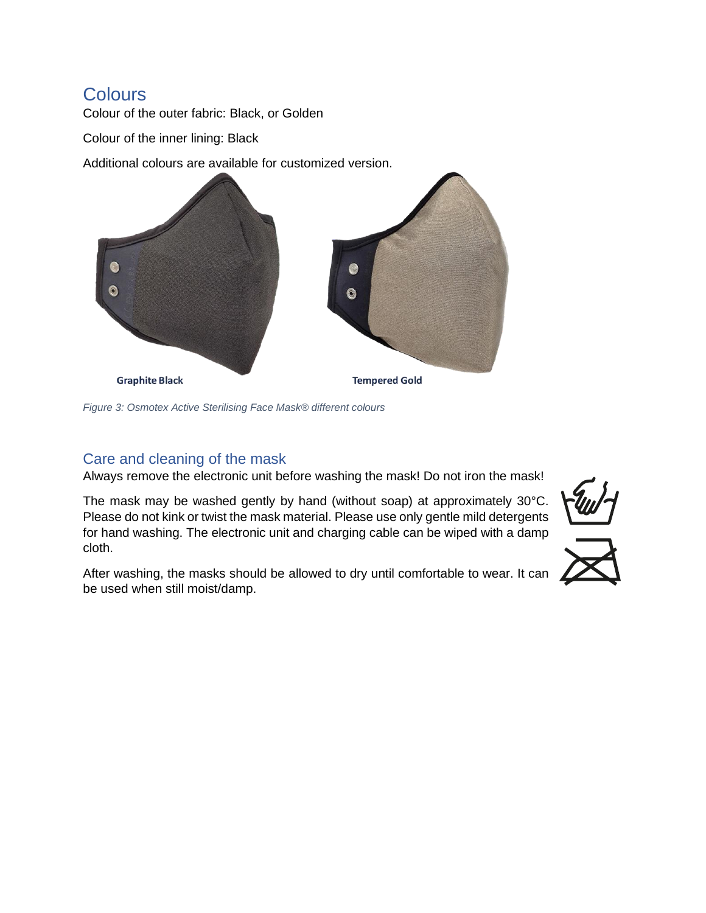## Colours

Colour of the outer fabric: Black, or Golden

Colour of the inner lining: Black

Additional colours are available for customized version.

Graphite Black

Tempered Gold

*Figure 3: Osmotex Active Sterilising Face Mask® different colours*

## Care and cleaning of the mask

Always remove the electronic unit before washing the mask! Do not iron the mask!

The mask may be washed gently by hand (without soap) at approximately 30°C. Please do not kink or twist the mask material. Please use only gentle mild detergents for hand washing. The electronic unit and charging cable can be wiped with a damp cloth.

After washing, the masks should be allowed to dry until comfortable to wear. It can be used when still moist/damp.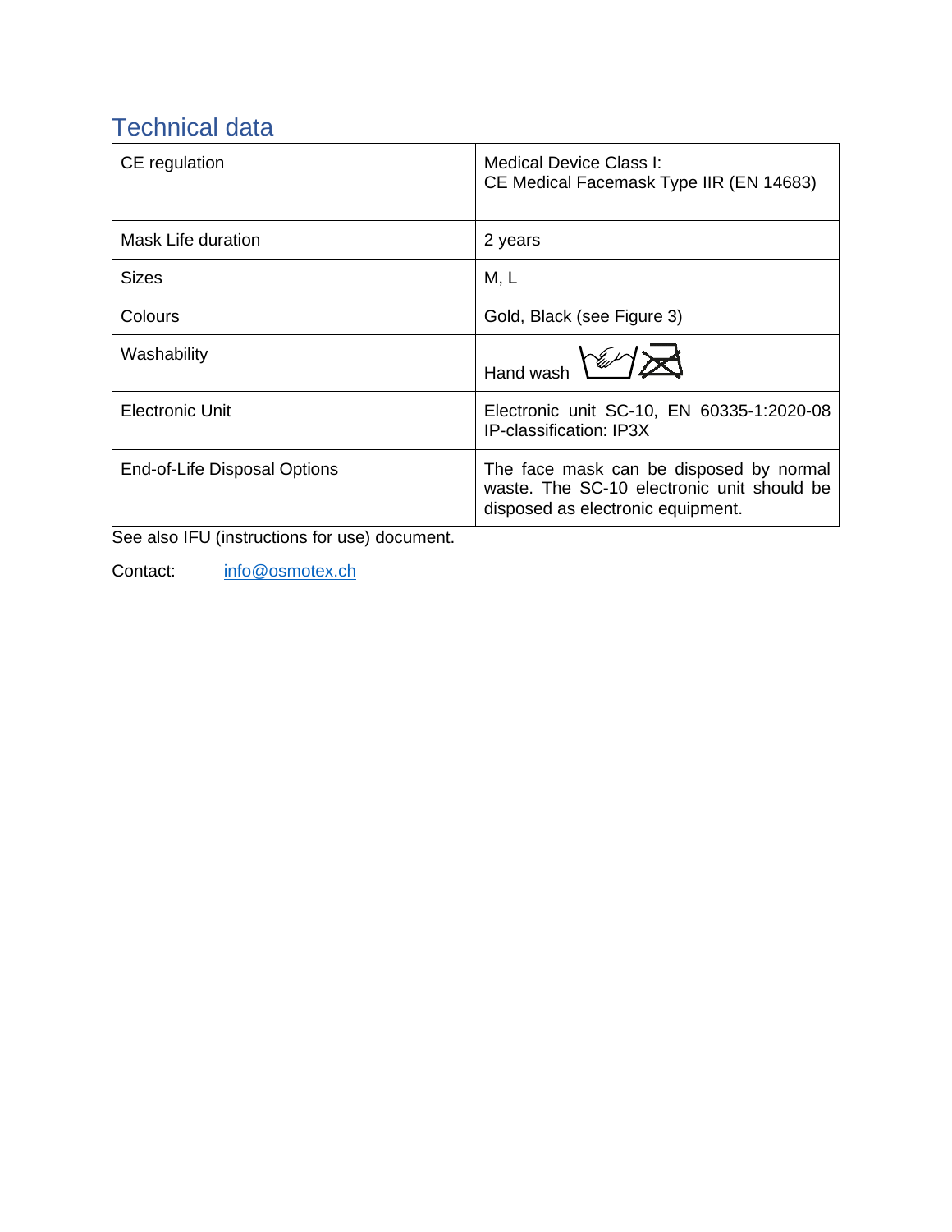## Technical data

| | |
|---|---|
| CE regulation | Medical Device Class I:<br>CE Medical Facemask Type IIR (EN 14683) |
| Mask Life duration | 2 years |
| Sizes | M, L |
| Colours | Gold, Black (see Figure 3) |
| Washability | Hand wash |
| Electronic Unit | Electronic unit SC-10, EN 60335-1:2020-08<br>IP-classification: IP3X |
| End-of-Life Disposal Options | The face mask can be disposed by normal waste. The SC-10 electronic unit should be disposed as electronic equipment. |

See also IFU (instructions for use) document.

Contact: info@osmotex.ch